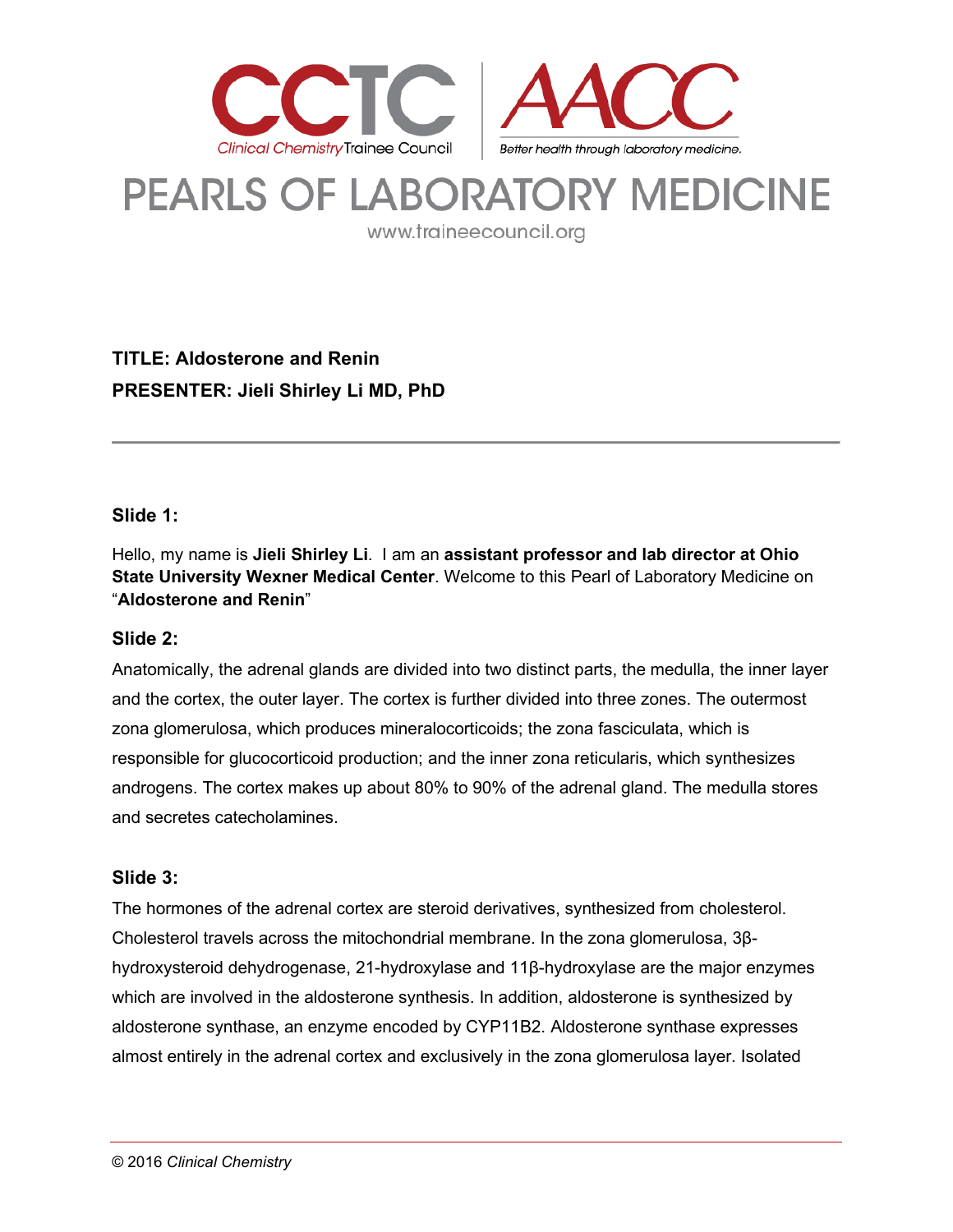# PEARLS OF LABORATORY MEDICINE

www.traineecouncil.org

**TITLE: Aldosterone and Renin**

**PRESENTER: Jieli Shirley Li MD, PhD**

---

### Slide 1:

Hello, my name is **Jieli Shirley Li**. I am an **assistant professor and lab director at Ohio State University Wexner Medical Center**. Welcome to this Pearl of Laboratory Medicine on "**Aldosterone and Renin**"

### Slide 2:

Anatomically, the adrenal glands are divided into two distinct parts, the medulla, the inner layer and the cortex, the outer layer. The cortex is further divided into three zones. The outermost zona glomerulosa, which produces mineralocorticoids; the zona fasciculata, which is responsible for glucocorticoid production; and the inner zona reticularis, which synthesizes androgens. The cortex makes up about 80% to 90% of the adrenal gland. The medulla stores and secretes catecholamines.

### Slide 3:

The hormones of the adrenal cortex are steroid derivatives, synthesized from cholesterol. Cholesterol travels across the mitochondrial membrane. In the zona glomerulosa, 3β-hydroxysteroid dehydrogenase, 21-hydroxylase and 11β-hydroxylase are the major enzymes which are involved in the aldosterone synthesis. In addition, aldosterone is synthesized by aldosterone synthase, an enzyme encoded by CYP11B2. Aldosterone synthase expresses almost entirely in the adrenal cortex and exclusively in the zona glomerulosa layer. Isolated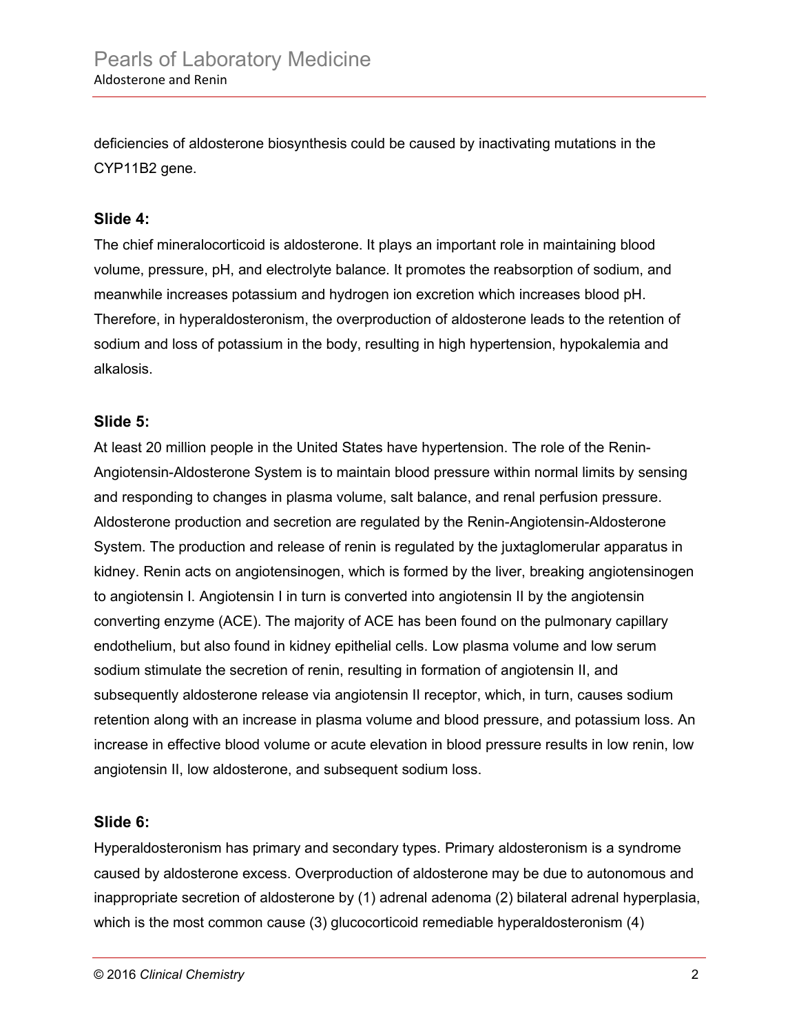deficiencies of aldosterone biosynthesis could be caused by inactivating mutations in the CYP11B2 gene.

### Slide 4:

The chief mineralocorticoid is aldosterone. It plays an important role in maintaining blood volume, pressure, pH, and electrolyte balance. It promotes the reabsorption of sodium, and meanwhile increases potassium and hydrogen ion excretion which increases blood pH. Therefore, in hyperaldosteronism, the overproduction of aldosterone leads to the retention of sodium and loss of potassium in the body, resulting in high hypertension, hypokalemia and alkalosis.

### Slide 5:

At least 20 million people in the United States have hypertension. The role of the Renin-Angiotensin-Aldosterone System is to maintain blood pressure within normal limits by sensing and responding to changes in plasma volume, salt balance, and renal perfusion pressure. Aldosterone production and secretion are regulated by the Renin-Angiotensin-Aldosterone System. The production and release of renin is regulated by the juxtaglomerular apparatus in kidney. Renin acts on angiotensinogen, which is formed by the liver, breaking angiotensinogen to angiotensin I. Angiotensin I in turn is converted into angiotensin II by the angiotensin converting enzyme (ACE). The majority of ACE has been found on the pulmonary capillary endothelium, but also found in kidney epithelial cells. Low plasma volume and low serum sodium stimulate the secretion of renin, resulting in formation of angiotensin II, and subsequently aldosterone release via angiotensin II receptor, which, in turn, causes sodium retention along with an increase in plasma volume and blood pressure, and potassium loss. An increase in effective blood volume or acute elevation in blood pressure results in low renin, low angiotensin II, low aldosterone, and subsequent sodium loss.

### Slide 6:

Hyperaldosteronism has primary and secondary types. Primary aldosteronism is a syndrome caused by aldosterone excess. Overproduction of aldosterone may be due to autonomous and inappropriate secretion of aldosterone by (1) adrenal adenoma (2) bilateral adrenal hyperplasia, which is the most common cause (3) glucocorticoid remediable hyperaldosteronism (4)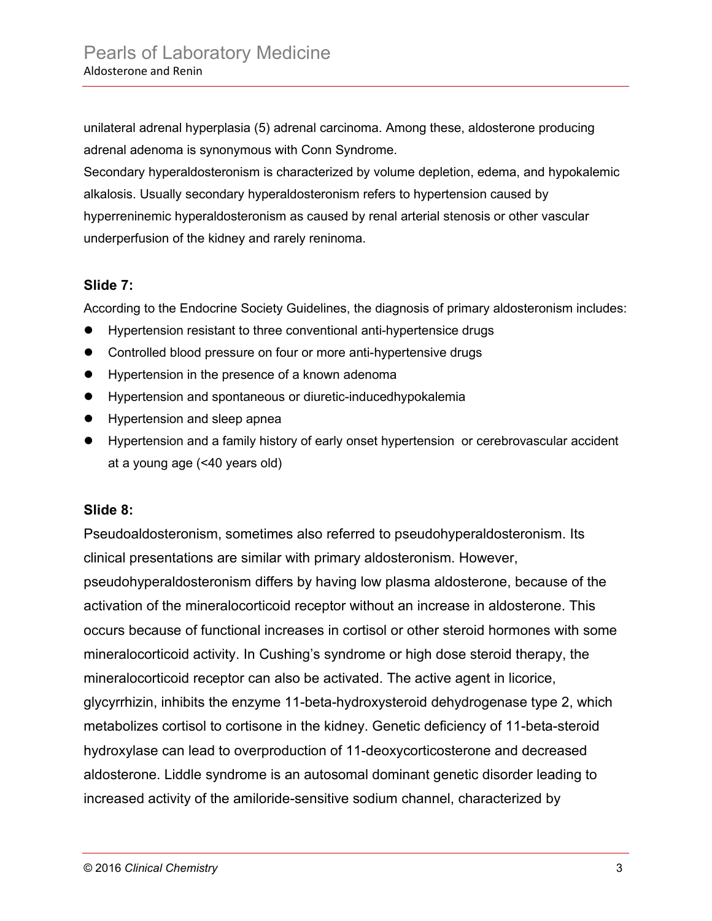unilateral adrenal hyperplasia (5) adrenal carcinoma. Among these, aldosterone producing adrenal adenoma is synonymous with Conn Syndrome.
Secondary hyperaldosteronism is characterized by volume depletion, edema, and hypokalemic alkalosis. Usually secondary hyperaldosteronism refers to hypertension caused by hyperreninemic hyperaldosteronism as caused by renal arterial stenosis or other vascular underperfusion of the kidney and rarely reninoma.

**Slide 7:**

According to the Endocrine Society Guidelines, the diagnosis of primary aldosteronism includes:

- Hypertension resistant to three conventional anti-hypertensice drugs
- Controlled blood pressure on four or more anti-hypertensive drugs
- Hypertension in the presence of a known adenoma
- Hypertension and spontaneous or diuretic-inducedhypokalemia
- Hypertension and sleep apnea
- Hypertension and a family history of early onset hypertension or cerebrovascular accident at a young age (<40 years old)

**Slide 8:**

Pseudoaldosteronism, sometimes also referred to pseudohyperaldosteronism. Its clinical presentations are similar with primary aldosteronism. However, pseudohyperaldosteronism differs by having low plasma aldosterone, because of the activation of the mineralocorticoid receptor without an increase in aldosterone. This occurs because of functional increases in cortisol or other steroid hormones with some mineralocorticoid activity. In Cushing's syndrome or high dose steroid therapy, the mineralocorticoid receptor can also be activated. The active agent in licorice, glycyrrhizin, inhibits the enzyme 11-beta-hydroxysteroid dehydrogenase type 2, which metabolizes cortisol to cortisone in the kidney. Genetic deficiency of 11-beta-steroid hydroxylase can lead to overproduction of 11-deoxycorticosterone and decreased aldosterone. Liddle syndrome is an autosomal dominant genetic disorder leading to increased activity of the amiloride-sensitive sodium channel, characterized by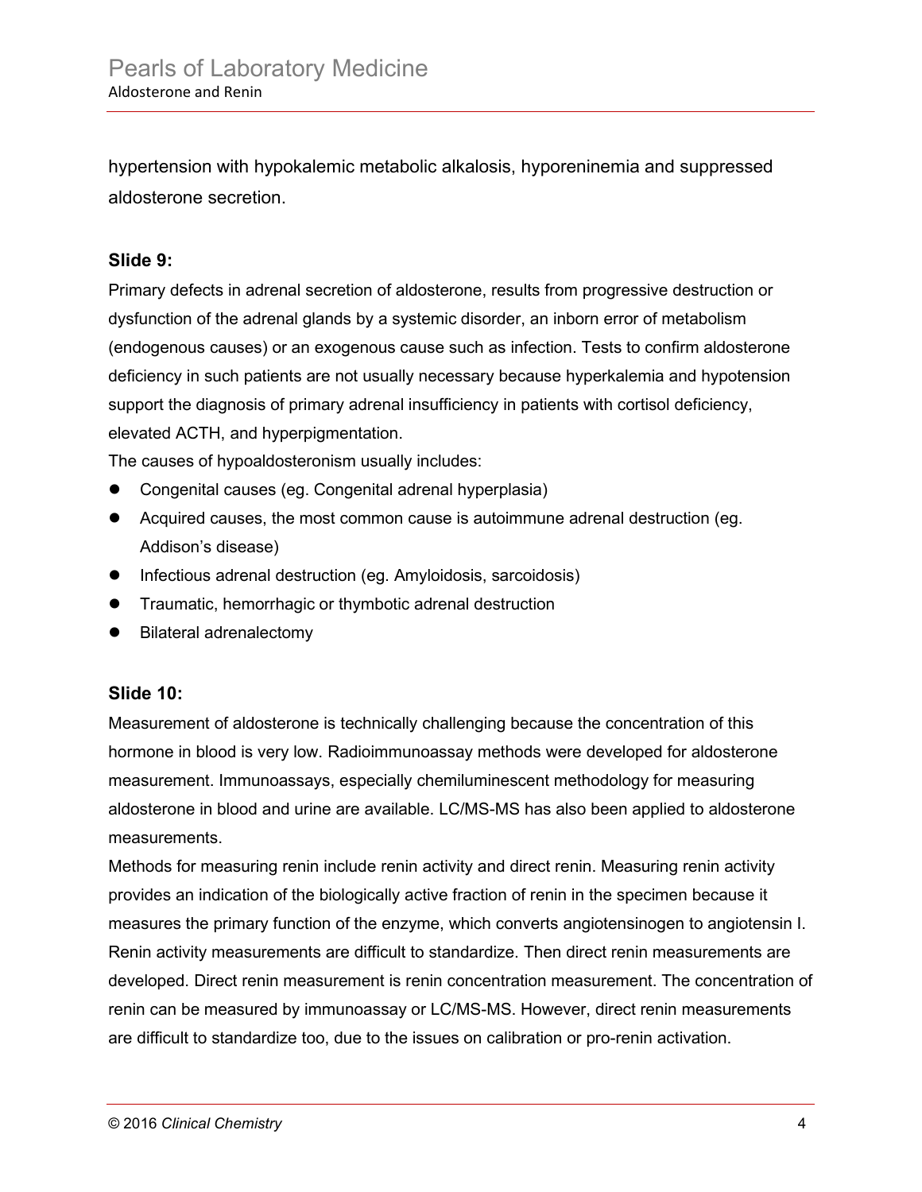hypertension with hypokalemic metabolic alkalosis, hyporeninemia and suppressed aldosterone secretion.

**Slide 9:**

Primary defects in adrenal secretion of aldosterone, results from progressive destruction or dysfunction of the adrenal glands by a systemic disorder, an inborn error of metabolism (endogenous causes) or an exogenous cause such as infection. Tests to confirm aldosterone deficiency in such patients are not usually necessary because hyperkalemia and hypotension support the diagnosis of primary adrenal insufficiency in patients with cortisol deficiency, elevated ACTH, and hyperpigmentation.

The causes of hypoaldosteronism usually includes:

- Congenital causes (eg. Congenital adrenal hyperplasia)
- Acquired causes, the most common cause is autoimmune adrenal destruction (eg. Addison's disease)
- Infectious adrenal destruction (eg. Amyloidosis, sarcoidosis)
- Traumatic, hemorrhagic or thymbotic adrenal destruction
- Bilateral adrenalectomy

**Slide 10:**

Measurement of aldosterone is technically challenging because the concentration of this hormone in blood is very low. Radioimmunoassay methods were developed for aldosterone measurement. Immunoassays, especially chemiluminescent methodology for measuring aldosterone in blood and urine are available. LC/MS-MS has also been applied to aldosterone measurements.

Methods for measuring renin include renin activity and direct renin. Measuring renin activity provides an indication of the biologically active fraction of renin in the specimen because it measures the primary function of the enzyme, which converts angiotensinogen to angiotensin I. Renin activity measurements are difficult to standardize. Then direct renin measurements are developed. Direct renin measurement is renin concentration measurement. The concentration of renin can be measured by immunoassay or LC/MS-MS. However, direct renin measurements are difficult to standardize too, due to the issues on calibration or pro-renin activation.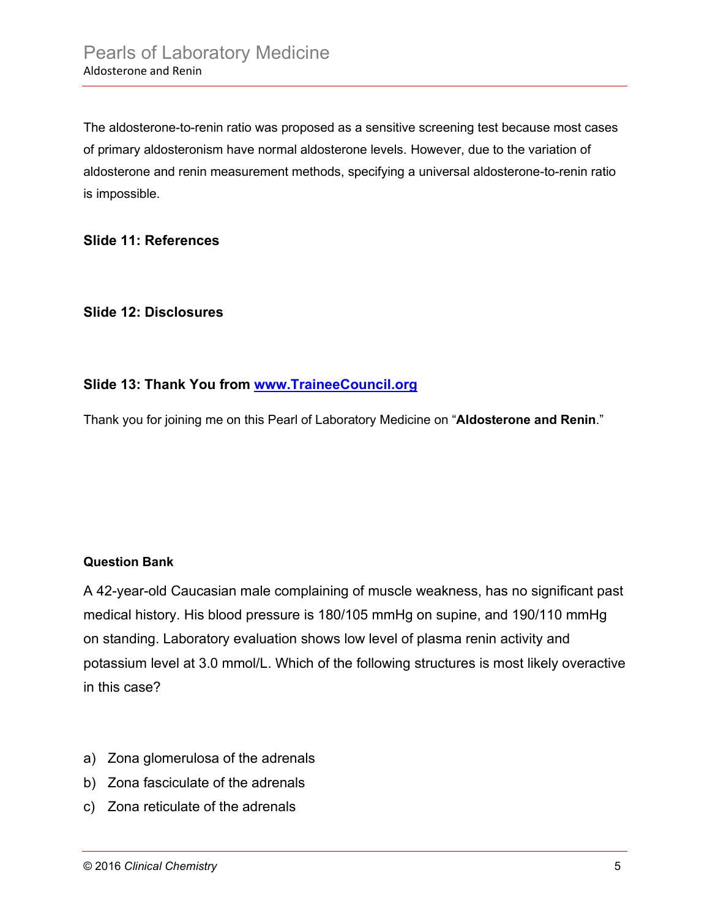The aldosterone-to-renin ratio was proposed as a sensitive screening test because most cases of primary aldosteronism have normal aldosterone levels. However, due to the variation of aldosterone and renin measurement methods, specifying a universal aldosterone-to-renin ratio is impossible.

**Slide 11: References**

**Slide 12: Disclosures**

**Slide 13: Thank You from www.TraineeCouncil.org**

Thank you for joining me on this Pearl of Laboratory Medicine on "**Aldosterone and Renin**."

**Question Bank**

A 42-year-old Caucasian male complaining of muscle weakness, has no significant past medical history. His blood pressure is 180/105 mmHg on supine, and 190/110 mmHg on standing. Laboratory evaluation shows low level of plasma renin activity and potassium level at 3.0 mmol/L. Which of the following structures is most likely overactive in this case?

a) Zona glomerulosa of the adrenals
b) Zona fasciculate of the adrenals
c) Zona reticulate of the adrenals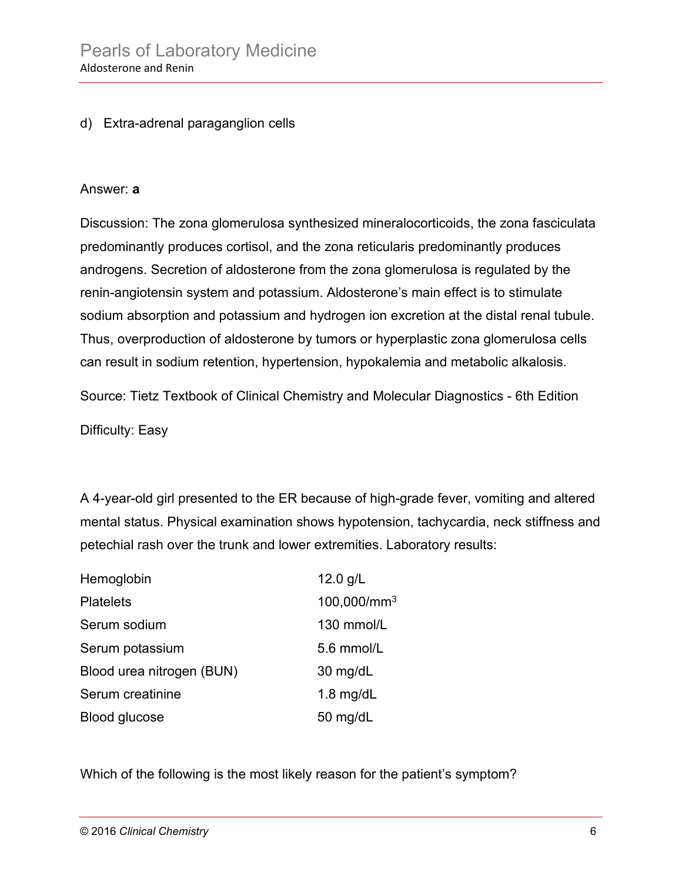d) Extra-adrenal paraganglion cells

Answer: **a**

Discussion: The zona glomerulosa synthesized mineralocorticoids, the zona fasciculata predominantly produces cortisol, and the zona reticularis predominantly produces androgens. Secretion of aldosterone from the zona glomerulosa is regulated by the renin-angiotensin system and potassium. Aldosterone's main effect is to stimulate sodium absorption and potassium and hydrogen ion excretion at the distal renal tubule. Thus, overproduction of aldosterone by tumors or hyperplastic zona glomerulosa cells can result in sodium retention, hypertension, hypokalemia and metabolic alkalosis.

Source: Tietz Textbook of Clinical Chemistry and Molecular Diagnostics - 6th Edition

Difficulty: Easy

A 4-year-old girl presented to the ER because of high-grade fever, vomiting and altered mental status. Physical examination shows hypotension, tachycardia, neck stiffness and petechial rash over the trunk and lower extremities. Laboratory results:

| | |
|---|---|
| Hemoglobin | 12.0 g/L |
| Platelets | 100,000/mm$^3$ |
| Serum sodium | 130 mmol/L |
| Serum potassium | 5.6 mmol/L |
| Blood urea nitrogen (BUN) | 30 mg/dL |
| Serum creatinine | 1.8 mg/dL |
| Blood glucose | 50 mg/dL |

Which of the following is the most likely reason for the patient's symptom?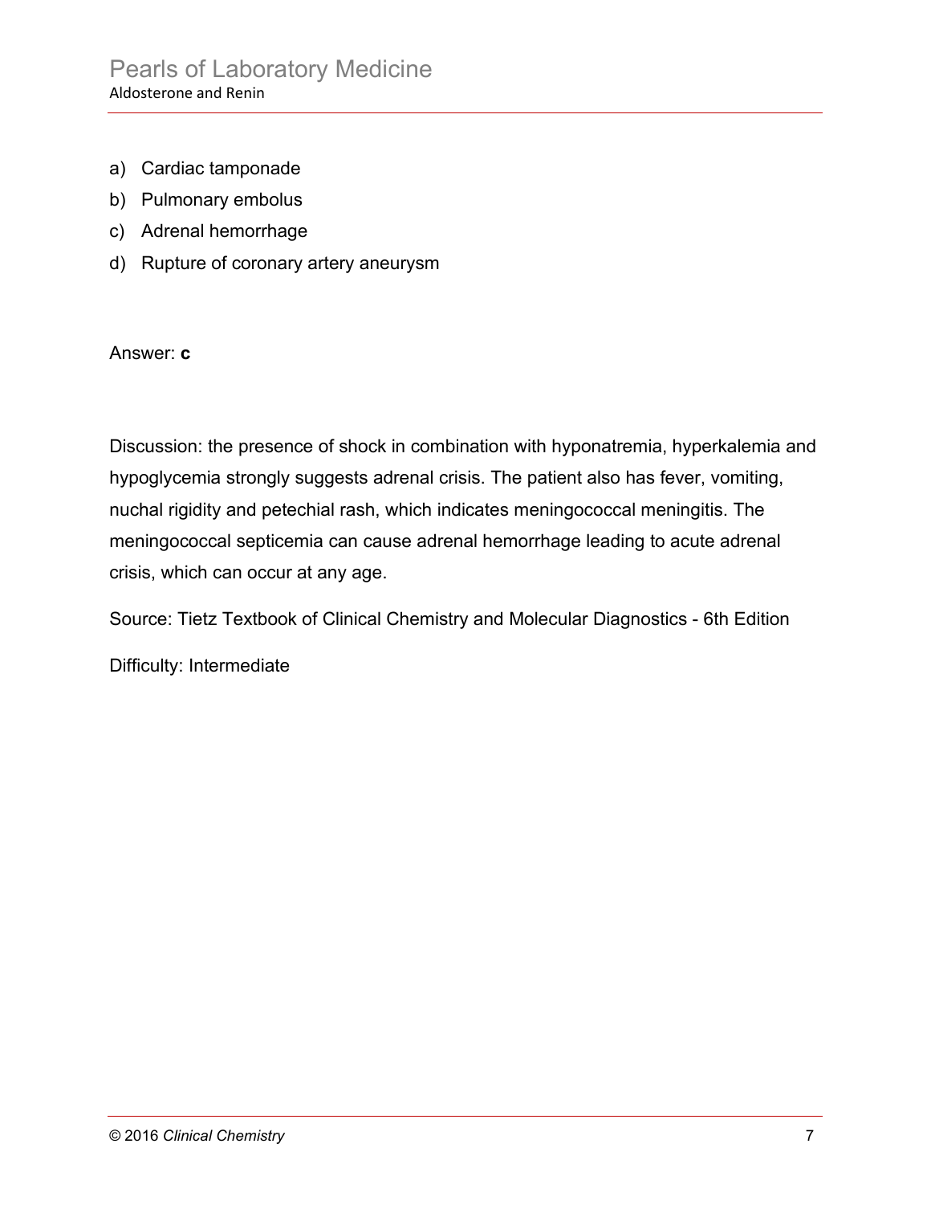a) Cardiac tamponade
b) Pulmonary embolus
c) Adrenal hemorrhage
d) Rupture of coronary artery aneurysm

Answer: **c**

Discussion: the presence of shock in combination with hyponatremia, hyperkalemia and hypoglycemia strongly suggests adrenal crisis. The patient also has fever, vomiting, nuchal rigidity and petechial rash, which indicates meningococcal meningitis. The meningococcal septicemia can cause adrenal hemorrhage leading to acute adrenal crisis, which can occur at any age.

Source: Tietz Textbook of Clinical Chemistry and Molecular Diagnostics - 6th Edition

Difficulty: Intermediate